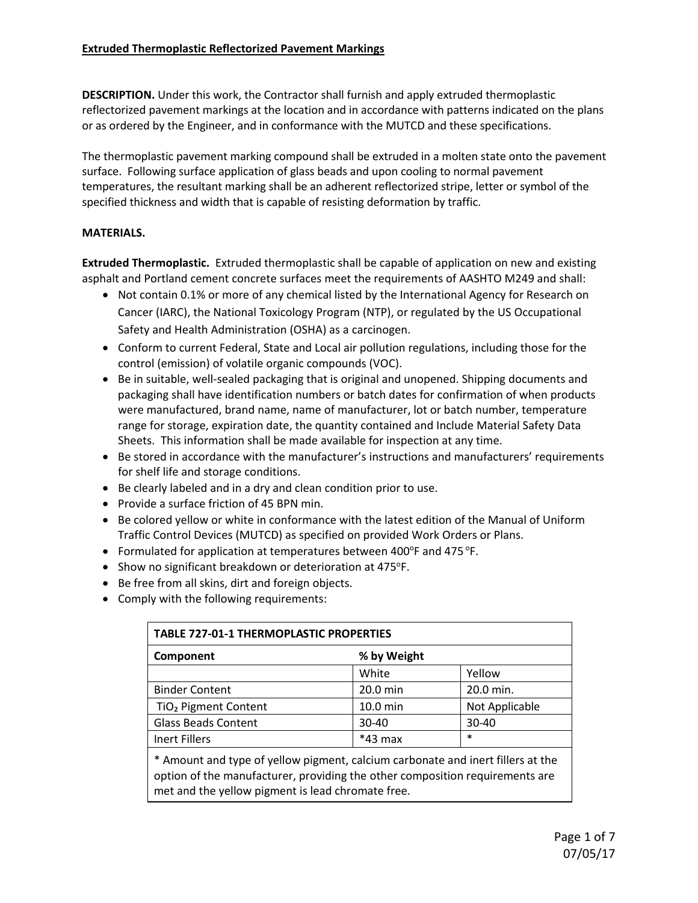# Extruded Thermoplastic Reflectorized Pavement Markings

**DESCRIPTION.** Under this work, the Contractor shall furnish and apply extruded thermoplastic reflectorized pavement markings at the location and in accordance with patterns indicated on the plans or as ordered by the Engineer, and in conformance with the MUTCD and these specifications.

The thermoplastic pavement marking compound shall be extruded in a molten state onto the pavement surface. Following surface application of glass beads and upon cooling to normal pavement temperatures, the resultant marking shall be an adherent reflectorized stripe, letter or symbol of the specified thickness and width that is capable of resisting deformation by traffic.

## MATERIALS.

**Extruded Thermoplastic.** Extruded thermoplastic shall be capable of application on new and existing asphalt and Portland cement concrete surfaces meet the requirements of AASHTO M249 and shall:

- Not contain 0.1% or more of any chemical listed by the International Agency for Research on Cancer (IARC), the National Toxicology Program (NTP), or regulated by the US Occupational Safety and Health Administration (OSHA) as a carcinogen.
- Conform to current Federal, State and Local air pollution regulations, including those for the control (emission) of volatile organic compounds (VOC).
- Be in suitable, well-sealed packaging that is original and unopened. Shipping documents and packaging shall have identification numbers or batch dates for confirmation of when products were manufactured, brand name, name of manufacturer, lot or batch number, temperature range for storage, expiration date, the quantity contained and Include Material Safety Data Sheets. This information shall be made available for inspection at any time.
- Be stored in accordance with the manufacturer's instructions and manufacturers' requirements for shelf life and storage conditions.
- Be clearly labeled and in a dry and clean condition prior to use.
- Provide a surface friction of 45 BPN min.
- Be colored yellow or white in conformance with the latest edition of the Manual of Uniform Traffic Control Devices (MUTCD) as specified on provided Work Orders or Plans.
- Formulated for application at temperatures between 400°F and 475 °F.
- Show no significant breakdown or deterioration at 475°F.
- Be free from all skins, dirt and foreign objects.
- Comply with the following requirements:

| TABLE 727-01-1 THERMOPLASTIC PROPERTIES | | |
|---|---|---|
| **Component** | **% by Weight** | |
| | White | Yellow |
| Binder Content | 20.0 min | 20.0 min. |
| $TiO_2$ Pigment Content | 10.0 min | Not Applicable |
| Glass Beads Content | 30-40 | 30-40 |
| Inert Fillers | *43 max | * |

\* Amount and type of yellow pigment, calcium carbonate and inert fillers at the option of the manufacturer, providing the other composition requirements are met and the yellow pigment is lead chromate free.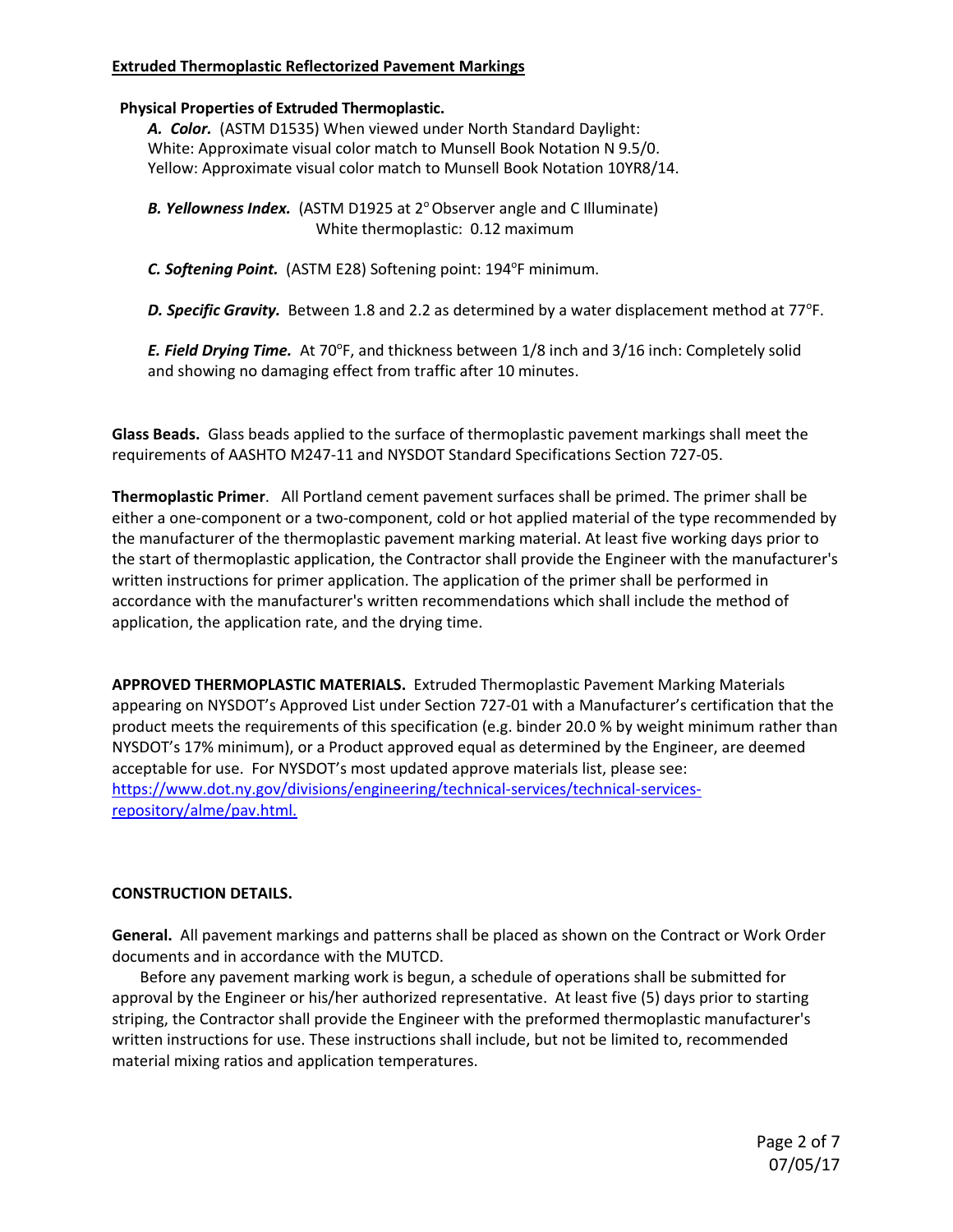**Extruded Thermoplastic Reflectorized Pavement Markings**

**Physical Properties of Extruded Thermoplastic.**

***A. Color.*** (ASTM D1535) When viewed under North Standard Daylight:
White: Approximate visual color match to Munsell Book Notation N 9.5/0.
Yellow: Approximate visual color match to Munsell Book Notation 10YR8/14.

***B. Yellowness Index.*** (ASTM D1925 at 2° Observer angle and C Illuminate)
White thermoplastic: 0.12 maximum

***C. Softening Point.*** (ASTM E28) Softening point: 194°F minimum.

***D. Specific Gravity.*** Between 1.8 and 2.2 as determined by a water displacement method at 77°F.

***E. Field Drying Time.*** At 70°F, and thickness between 1/8 inch and 3/16 inch: Completely solid and showing no damaging effect from traffic after 10 minutes.

**Glass Beads.** Glass beads applied to the surface of thermoplastic pavement markings shall meet the requirements of AASHTO M247-11 and NYSDOT Standard Specifications Section 727-05.

**Thermoplastic Primer**. All Portland cement pavement surfaces shall be primed. The primer shall be either a one-component or a two-component, cold or hot applied material of the type recommended by the manufacturer of the thermoplastic pavement marking material. At least five working days prior to the start of thermoplastic application, the Contractor shall provide the Engineer with the manufacturer's written instructions for primer application. The application of the primer shall be performed in accordance with the manufacturer's written recommendations which shall include the method of application, the application rate, and the drying time.

**APPROVED THERMOPLASTIC MATERIALS.** Extruded Thermoplastic Pavement Marking Materials appearing on NYSDOT's Approved List under Section 727-01 with a Manufacturer's certification that the product meets the requirements of this specification (e.g. binder 20.0 % by weight minimum rather than NYSDOT's 17% minimum), or a Product approved equal as determined by the Engineer, are deemed acceptable for use. For NYSDOT's most updated approve materials list, please see: [https://www.dot.ny.gov/divisions/engineering/technical-services/technical-services-repository/alme/pav.html.](https://www.dot.ny.gov/divisions/engineering/technical-services/technical-services-repository/alme/pav.html)

**CONSTRUCTION DETAILS.**

**General.** All pavement markings and patterns shall be placed as shown on the Contract or Work Order documents and in accordance with the MUTCD.

Before any pavement marking work is begun, a schedule of operations shall be submitted for approval by the Engineer or his/her authorized representative. At least five (5) days prior to starting striping, the Contractor shall provide the Engineer with the preformed thermoplastic manufacturer's written instructions for use. These instructions shall include, but not be limited to, recommended material mixing ratios and application temperatures.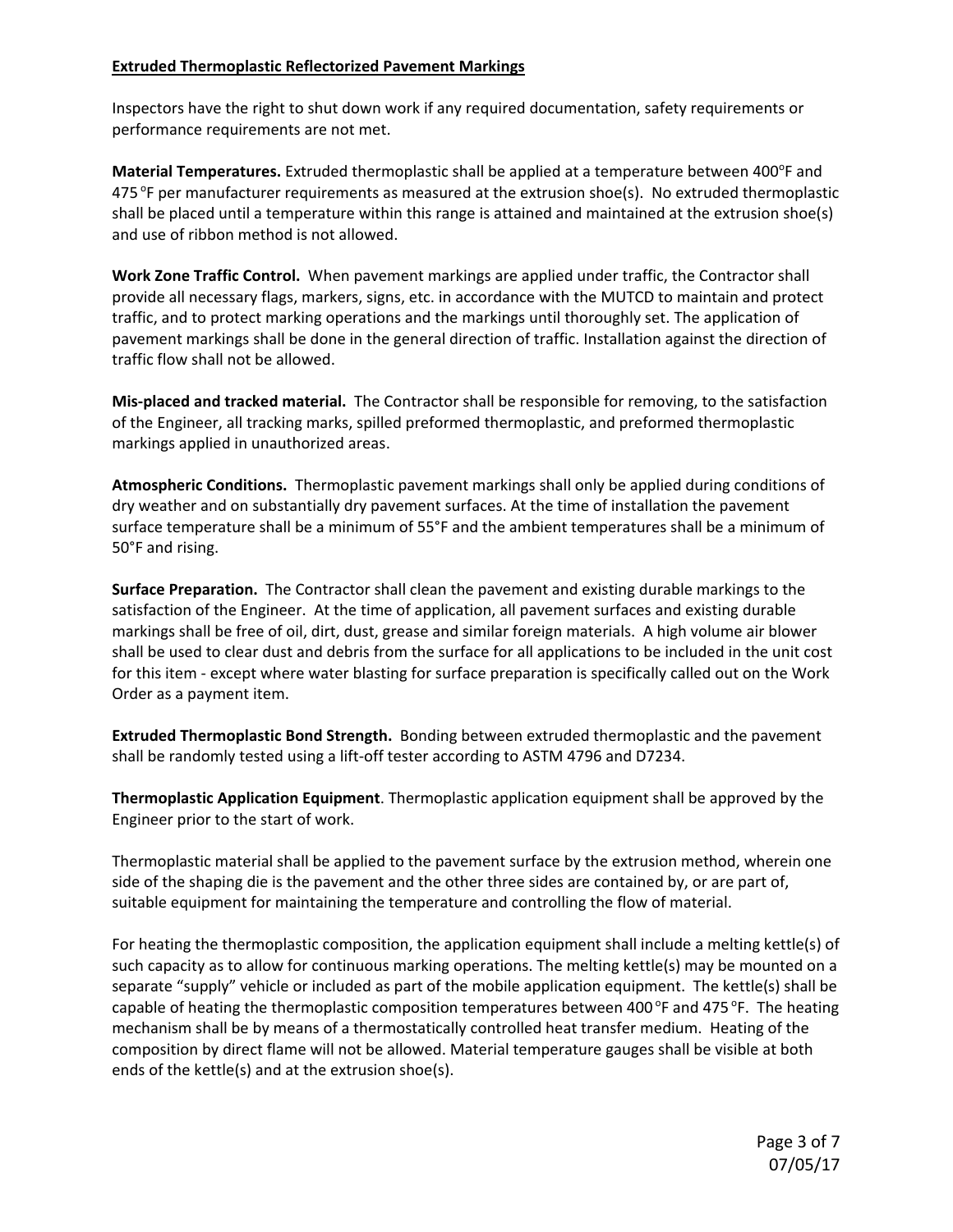**Extruded Thermoplastic Reflectorized Pavement Markings**

Inspectors have the right to shut down work if any required documentation, safety requirements or performance requirements are not met.

**Material Temperatures.** Extruded thermoplastic shall be applied at a temperature between 400°F and 475 °F per manufacturer requirements as measured at the extrusion shoe(s). No extruded thermoplastic shall be placed until a temperature within this range is attained and maintained at the extrusion shoe(s) and use of ribbon method is not allowed.

**Work Zone Traffic Control.** When pavement markings are applied under traffic, the Contractor shall provide all necessary flags, markers, signs, etc. in accordance with the MUTCD to maintain and protect traffic, and to protect marking operations and the markings until thoroughly set. The application of pavement markings shall be done in the general direction of traffic. Installation against the direction of traffic flow shall not be allowed.

**Mis-placed and tracked material.** The Contractor shall be responsible for removing, to the satisfaction of the Engineer, all tracking marks, spilled preformed thermoplastic, and preformed thermoplastic markings applied in unauthorized areas.

**Atmospheric Conditions.** Thermoplastic pavement markings shall only be applied during conditions of dry weather and on substantially dry pavement surfaces. At the time of installation the pavement surface temperature shall be a minimum of 55°F and the ambient temperatures shall be a minimum of 50°F and rising.

**Surface Preparation.** The Contractor shall clean the pavement and existing durable markings to the satisfaction of the Engineer. At the time of application, all pavement surfaces and existing durable markings shall be free of oil, dirt, dust, grease and similar foreign materials. A high volume air blower shall be used to clear dust and debris from the surface for all applications to be included in the unit cost for this item - except where water blasting for surface preparation is specifically called out on the Work Order as a payment item.

**Extruded Thermoplastic Bond Strength.** Bonding between extruded thermoplastic and the pavement shall be randomly tested using a lift-off tester according to ASTM 4796 and D7234.

**Thermoplastic Application Equipment**. Thermoplastic application equipment shall be approved by the Engineer prior to the start of work.

Thermoplastic material shall be applied to the pavement surface by the extrusion method, wherein one side of the shaping die is the pavement and the other three sides are contained by, or are part of, suitable equipment for maintaining the temperature and controlling the flow of material.

For heating the thermoplastic composition, the application equipment shall include a melting kettle(s) of such capacity as to allow for continuous marking operations. The melting kettle(s) may be mounted on a separate "supply" vehicle or included as part of the mobile application equipment. The kettle(s) shall be capable of heating the thermoplastic composition temperatures between 400 °F and 475 °F. The heating mechanism shall be by means of a thermostatically controlled heat transfer medium. Heating of the composition by direct flame will not be allowed. Material temperature gauges shall be visible at both ends of the kettle(s) and at the extrusion shoe(s).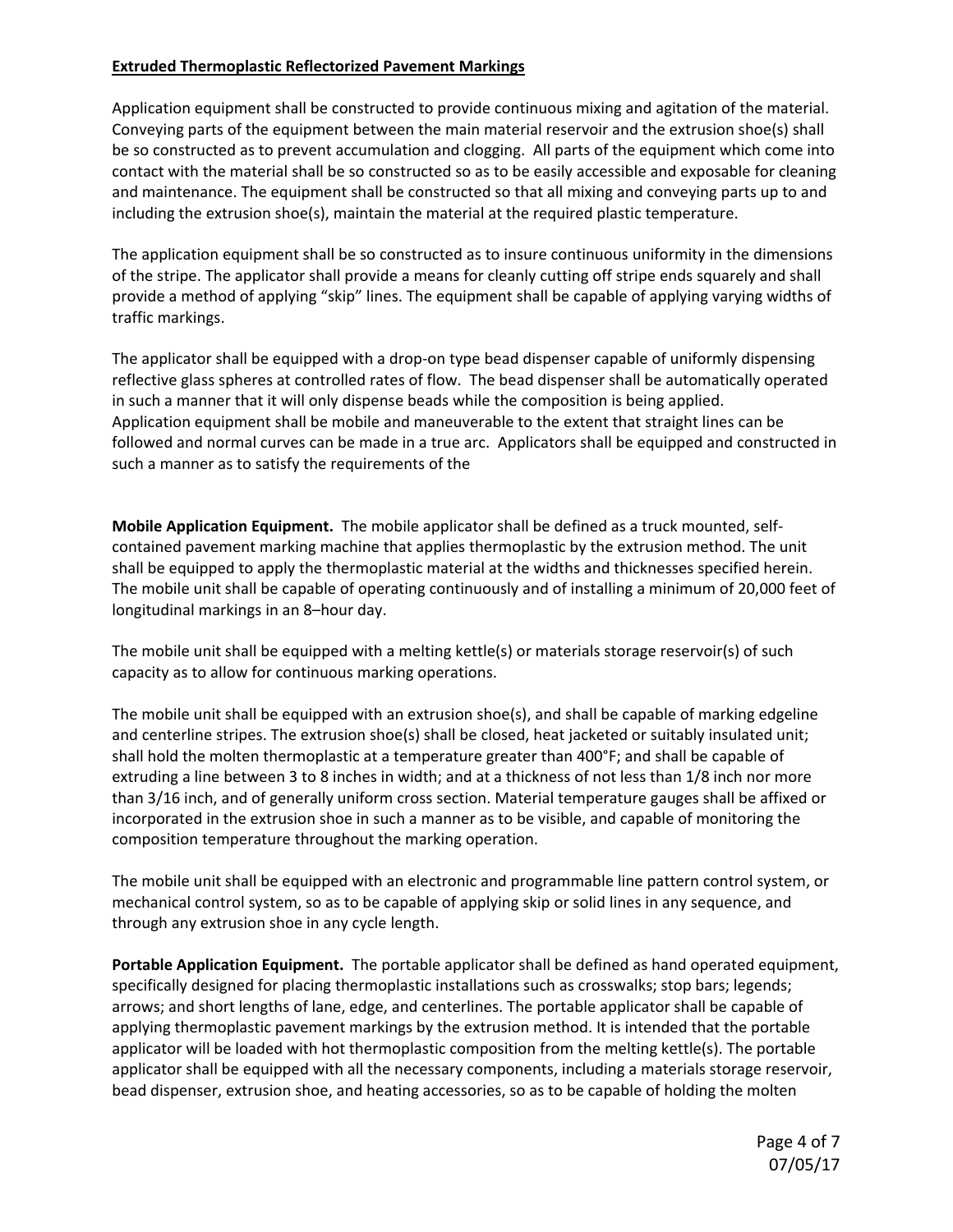**Extruded Thermoplastic Reflectorized Pavement Markings**

Application equipment shall be constructed to provide continuous mixing and agitation of the material. Conveying parts of the equipment between the main material reservoir and the extrusion shoe(s) shall be so constructed as to prevent accumulation and clogging. All parts of the equipment which come into contact with the material shall be so constructed so as to be easily accessible and exposable for cleaning and maintenance. The equipment shall be constructed so that all mixing and conveying parts up to and including the extrusion shoe(s), maintain the material at the required plastic temperature.

The application equipment shall be so constructed as to insure continuous uniformity in the dimensions of the stripe. The applicator shall provide a means for cleanly cutting off stripe ends squarely and shall provide a method of applying "skip" lines. The equipment shall be capable of applying varying widths of traffic markings.

The applicator shall be equipped with a drop-on type bead dispenser capable of uniformly dispensing reflective glass spheres at controlled rates of flow. The bead dispenser shall be automatically operated in such a manner that it will only dispense beads while the composition is being applied. Application equipment shall be mobile and maneuverable to the extent that straight lines can be followed and normal curves can be made in a true arc. Applicators shall be equipped and constructed in such a manner as to satisfy the requirements of the

**Mobile Application Equipment.** The mobile applicator shall be defined as a truck mounted, self-contained pavement marking machine that applies thermoplastic by the extrusion method. The unit shall be equipped to apply the thermoplastic material at the widths and thicknesses specified herein. The mobile unit shall be capable of operating continuously and of installing a minimum of 20,000 feet of longitudinal markings in an 8–hour day.

The mobile unit shall be equipped with a melting kettle(s) or materials storage reservoir(s) of such capacity as to allow for continuous marking operations.

The mobile unit shall be equipped with an extrusion shoe(s), and shall be capable of marking edgeline and centerline stripes. The extrusion shoe(s) shall be closed, heat jacketed or suitably insulated unit; shall hold the molten thermoplastic at a temperature greater than 400°F; and shall be capable of extruding a line between 3 to 8 inches in width; and at a thickness of not less than 1/8 inch nor more than 3/16 inch, and of generally uniform cross section. Material temperature gauges shall be affixed or incorporated in the extrusion shoe in such a manner as to be visible, and capable of monitoring the composition temperature throughout the marking operation.

The mobile unit shall be equipped with an electronic and programmable line pattern control system, or mechanical control system, so as to be capable of applying skip or solid lines in any sequence, and through any extrusion shoe in any cycle length.

**Portable Application Equipment.** The portable applicator shall be defined as hand operated equipment, specifically designed for placing thermoplastic installations such as crosswalks; stop bars; legends; arrows; and short lengths of lane, edge, and centerlines. The portable applicator shall be capable of applying thermoplastic pavement markings by the extrusion method. It is intended that the portable applicator will be loaded with hot thermoplastic composition from the melting kettle(s). The portable applicator shall be equipped with all the necessary components, including a materials storage reservoir, bead dispenser, extrusion shoe, and heating accessories, so as to be capable of holding the molten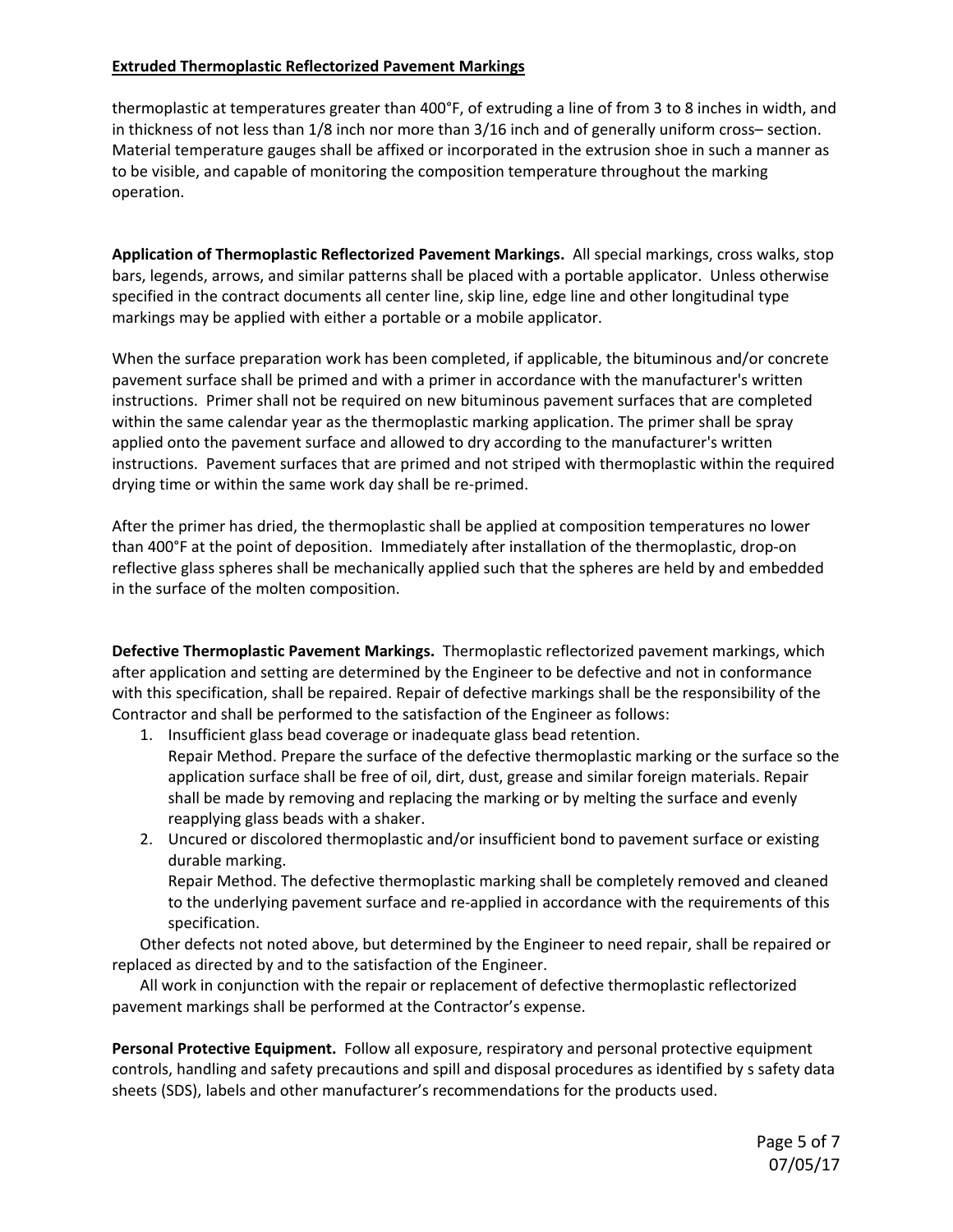thermoplastic at temperatures greater than 400°F, of extruding a line of from 3 to 8 inches in width, and in thickness of not less than 1/8 inch nor more than 3/16 inch and of generally uniform cross– section. Material temperature gauges shall be affixed or incorporated in the extrusion shoe in such a manner as to be visible, and capable of monitoring the composition temperature throughout the marking operation.

**Application of Thermoplastic Reflectorized Pavement Markings.** All special markings, cross walks, stop bars, legends, arrows, and similar patterns shall be placed with a portable applicator. Unless otherwise specified in the contract documents all center line, skip line, edge line and other longitudinal type markings may be applied with either a portable or a mobile applicator.

When the surface preparation work has been completed, if applicable, the bituminous and/or concrete pavement surface shall be primed and with a primer in accordance with the manufacturer's written instructions. Primer shall not be required on new bituminous pavement surfaces that are completed within the same calendar year as the thermoplastic marking application. The primer shall be spray applied onto the pavement surface and allowed to dry according to the manufacturer's written instructions. Pavement surfaces that are primed and not striped with thermoplastic within the required drying time or within the same work day shall be re-primed.

After the primer has dried, the thermoplastic shall be applied at composition temperatures no lower than 400°F at the point of deposition. Immediately after installation of the thermoplastic, drop-on reflective glass spheres shall be mechanically applied such that the spheres are held by and embedded in the surface of the molten composition.

**Defective Thermoplastic Pavement Markings.** Thermoplastic reflectorized pavement markings, which after application and setting are determined by the Engineer to be defective and not in conformance with this specification, shall be repaired. Repair of defective markings shall be the responsibility of the Contractor and shall be performed to the satisfaction of the Engineer as follows:

1. Insufficient glass bead coverage or inadequate glass bead retention.
   Repair Method. Prepare the surface of the defective thermoplastic marking or the surface so the application surface shall be free of oil, dirt, dust, grease and similar foreign materials. Repair shall be made by removing and replacing the marking or by melting the surface and evenly reapplying glass beads with a shaker.
2. Uncured or discolored thermoplastic and/or insufficient bond to pavement surface or existing durable marking.
   Repair Method. The defective thermoplastic marking shall be completely removed and cleaned to the underlying pavement surface and re-applied in accordance with the requirements of this specification.

Other defects not noted above, but determined by the Engineer to need repair, shall be repaired or replaced as directed by and to the satisfaction of the Engineer.

All work in conjunction with the repair or replacement of defective thermoplastic reflectorized pavement markings shall be performed at the Contractor's expense.

**Personal Protective Equipment.** Follow all exposure, respiratory and personal protective equipment controls, handling and safety precautions and spill and disposal procedures as identified by s safety data sheets (SDS), labels and other manufacturer's recommendations for the products used.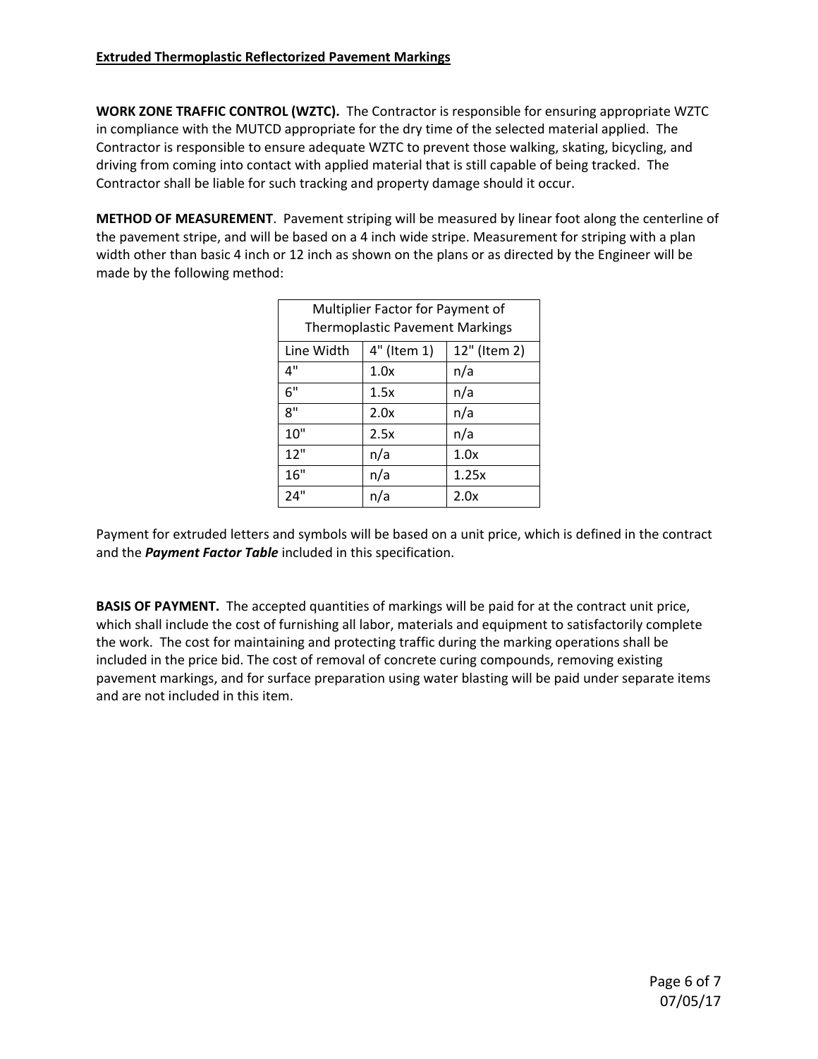**Extruded Thermoplastic Reflectorized Pavement Markings**

**WORK ZONE TRAFFIC CONTROL (WZTC).** The Contractor is responsible for ensuring appropriate WZTC in compliance with the MUTCD appropriate for the dry time of the selected material applied. The Contractor is responsible to ensure adequate WZTC to prevent those walking, skating, bicycling, and driving from coming into contact with applied material that is still capable of being tracked. The Contractor shall be liable for such tracking and property damage should it occur.

**METHOD OF MEASUREMENT**. Pavement striping will be measured by linear foot along the centerline of the pavement stripe, and will be based on a 4 inch wide stripe. Measurement for striping with a plan width other than basic 4 inch or 12 inch as shown on the plans or as directed by the Engineer will be made by the following method:

| Multiplier Factor for Payment of Thermoplastic Pavement Markings | | |
|---|---|---|
| Line Width | 4" (Item 1) | 12" (Item 2) |
| 4" | 1.0x | n/a |
| 6" | 1.5x | n/a |
| 8" | 2.0x | n/a |
| 10" | 2.5x | n/a |
| 12" | n/a | 1.0x |
| 16" | n/a | 1.25x |
| 24" | n/a | 2.0x |

Payment for extruded letters and symbols will be based on a unit price, which is defined in the contract and the ***Payment Factor Table*** included in this specification.

**BASIS OF PAYMENT.** The accepted quantities of markings will be paid for at the contract unit price, which shall include the cost of furnishing all labor, materials and equipment to satisfactorily complete the work. The cost for maintaining and protecting traffic during the marking operations shall be included in the price bid. The cost of removal of concrete curing compounds, removing existing pavement markings, and for surface preparation using water blasting will be paid under separate items and are not included in this item.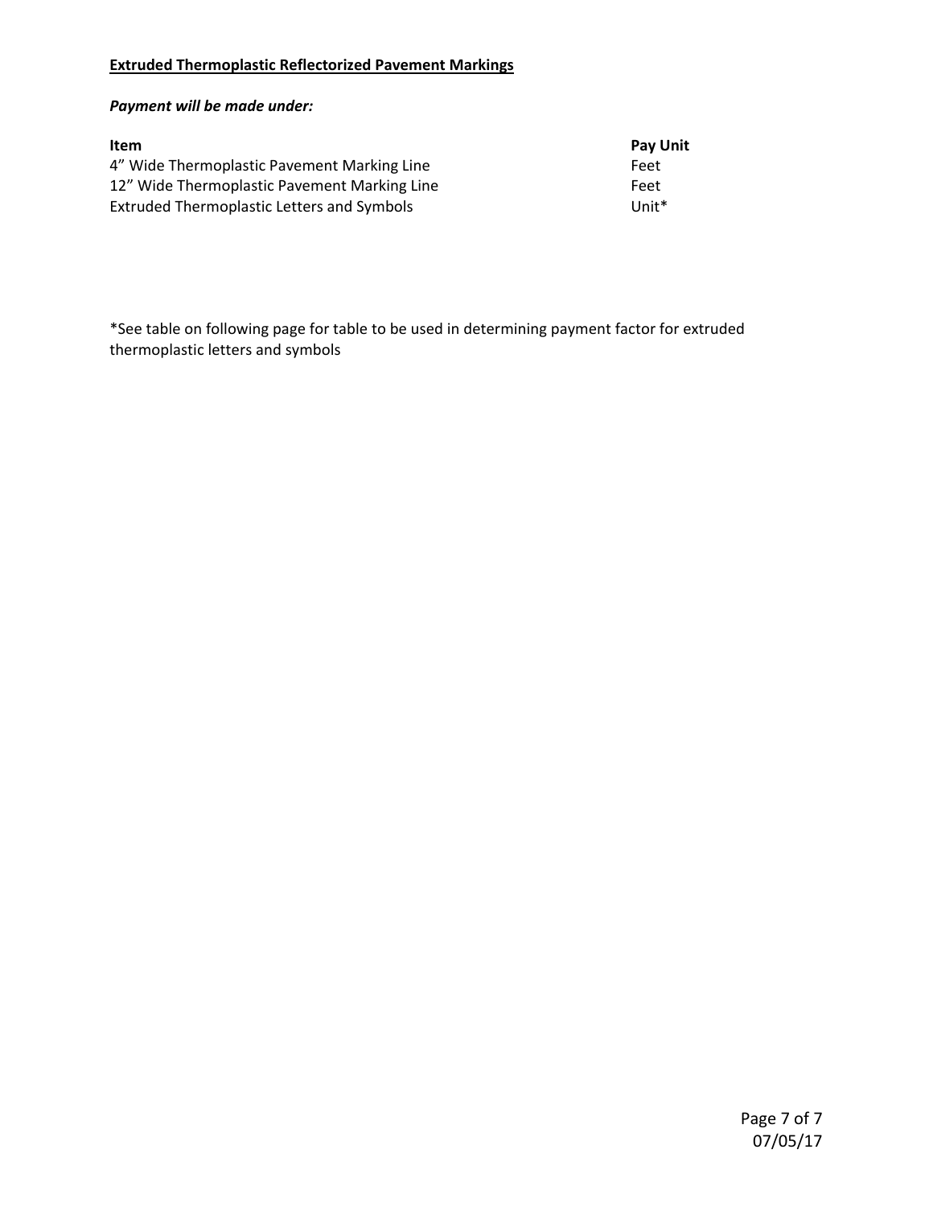**Extruded Thermoplastic Reflectorized Pavement Markings**

***Payment will be made under:***

| Item | Pay Unit |
| --- | --- |
| 4” Wide Thermoplastic Pavement Marking Line | Feet |
| 12” Wide Thermoplastic Pavement Marking Line | Feet |
| Extruded Thermoplastic Letters and Symbols | Unit* |

*See table on following page for table to be used in determining payment factor for extruded thermoplastic letters and symbols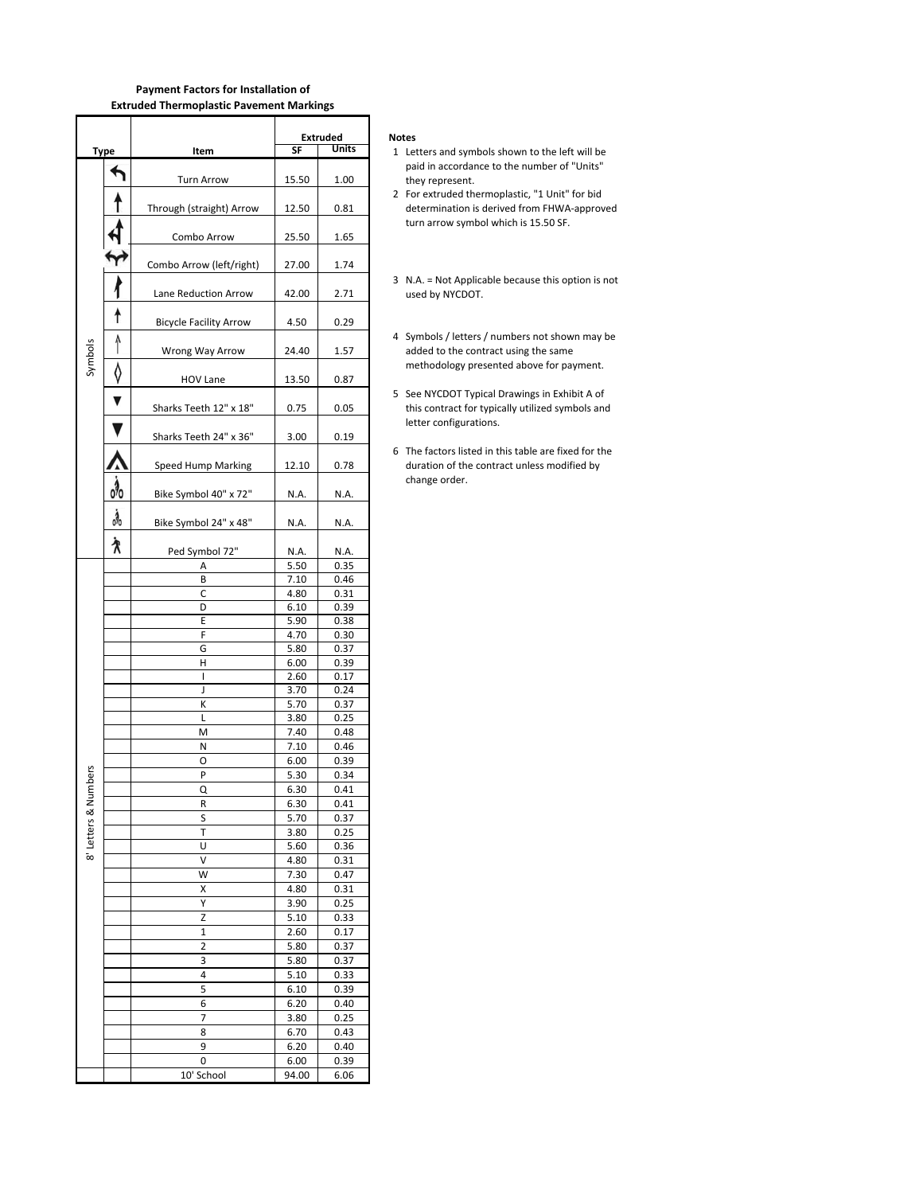**Payment Factors for Installation of Extruded Thermoplastic Pavement Markings**

| Type | | Item | Extruded SF | Extruded Units |
|---|---|---|---|---|
| Symbols | | Turn Arrow | 15.50 | 1.00 |
| | | Through (straight) Arrow | 12.50 | 0.81 |
| | | Combo Arrow | 25.50 | 1.65 |
| | | Combo Arrow (left/right) | 27.00 | 1.74 |
| | | Lane Reduction Arrow | 42.00 | 2.71 |
| | | Bicycle Facility Arrow | 4.50 | 0.29 |
| | | Wrong Way Arrow | 24.40 | 1.57 |
| | | HOV Lane | 13.50 | 0.87 |
| | | Sharks Teeth 12" x 18" | 0.75 | 0.05 |
| | | Sharks Teeth 24" x 36" | 3.00 | 0.19 |
| | | Speed Hump Marking | 12.10 | 0.78 |
| | | Bike Symbol 40" x 72" | N.A. | N.A. |
| | | Bike Symbol 24" x 48" | N.A. | N.A. |
| | | Ped Symbol 72" | N.A. | N.A. |
| 8' Letters & Numbers | | A | 5.50 | 0.35 |
| | | B | 7.10 | 0.46 |
| | | C | 4.80 | 0.31 |
| | | D | 6.10 | 0.39 |
| | | E | 5.90 | 0.38 |
| | | F | 4.70 | 0.30 |
| | | G | 5.80 | 0.37 |
| | | H | 6.00 | 0.39 |
| | | I | 2.60 | 0.17 |
| | | J | 3.70 | 0.24 |
| | | K | 5.70 | 0.37 |
| | | L | 3.80 | 0.25 |
| | | M | 7.40 | 0.48 |
| | | N | 7.10 | 0.46 |
| | | O | 6.00 | 0.39 |
| | | P | 5.30 | 0.34 |
| | | Q | 6.30 | 0.41 |
| | | R | 6.30 | 0.41 |
| | | S | 5.70 | 0.37 |
| | | T | 3.80 | 0.25 |
| | | U | 5.60 | 0.36 |
| | | V | 4.80 | 0.31 |
| | | W | 7.30 | 0.47 |
| | | X | 4.80 | 0.31 |
| | | Y | 3.90 | 0.25 |
| | | Z | 5.10 | 0.33 |
| | | 1 | 2.60 | 0.17 |
| | | 2 | 5.80 | 0.37 |
| | | 3 | 5.80 | 0.37 |
| | | 4 | 5.10 | 0.33 |
| | | 5 | 6.10 | 0.39 |
| | | 6 | 6.20 | 0.40 |
| | | 7 | 3.80 | 0.25 |
| | | 8 | 6.70 | 0.43 |
| | | 9 | 6.20 | 0.40 |
| | | 0 | 6.00 | 0.39 |
| | | 10' School | 94.00 | 6.06 |

**Notes**

1. Letters and symbols shown to the left will be paid in accordance to the number of "Units" they represent.
2. For extruded thermoplastic, "1 Unit" for bid determination is derived from FHWA-approved turn arrow symbol which is 15.50 SF.
3. N.A. = Not Applicable because this option is not used by NYCDOT.
4. Symbols / letters / numbers not shown may be added to the contract using the same methodology presented above for payment.
5. See NYCDOT Typical Drawings in Exhibit A of this contract for typically utilized symbols and letter configurations.
6. The factors listed in this table are fixed for the duration of the contract unless modified by change order.